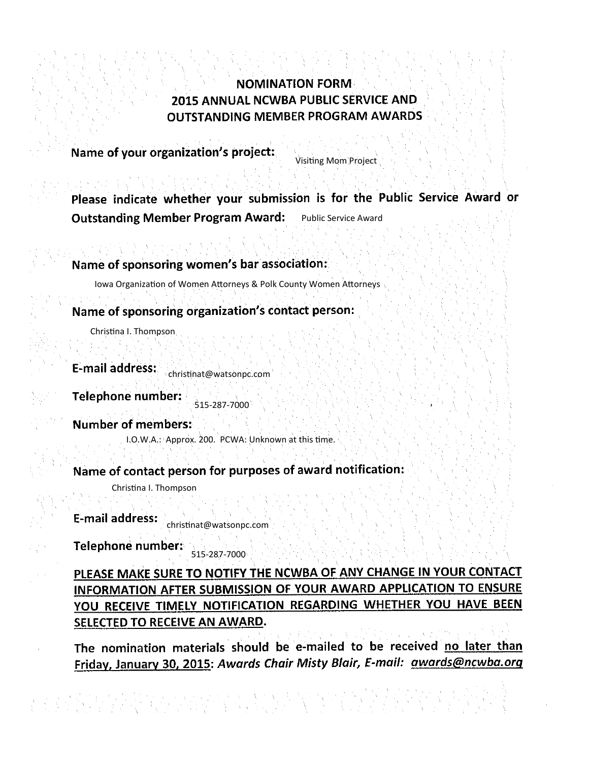# NOMINATION FORM
# 2015 ANNUAL NCWBA PUBLIC SERVICE AND OUTSTANDING MEMBER PROGRAM AWARDS

**Name of your organization's project:** Visiting Mom Project

**Please indicate whether your submission is for the Public Service Award or Outstanding Member Program Award:** Public Service Award

**Name of sponsoring women's bar association:**

Iowa Organization of Women Attorneys & Polk County Women Attorneys

**Name of sponsoring organization's contact person:**

Christina I. Thompson

**E-mail address:** christinat@watsonpc.com

**Telephone number:** 515-287-7000

**Number of members:**

I.O.W.A.: Approx. 200. PCWA: Unknown at this time.

**Name of contact person for purposes of award notification:**

Christina I. Thompson

**E-mail address:** christinat@watsonpc.com

**Telephone number:** 515-287-7000

**PLEASE MAKE SURE TO NOTIFY THE NCWBA OF ANY CHANGE IN YOUR CONTACT INFORMATION AFTER SUBMISSION OF YOUR AWARD APPLICATION TO ENSURE YOU RECEIVE TIMELY NOTIFICATION REGARDING WHETHER YOU HAVE BEEN SELECTED TO RECEIVE AN AWARD.**

**The nomination materials should be e-mailed to be received no later than Friday, January 30, 2015:** ***Awards Chair Misty Blair, E-mail: awards@ncwba.org***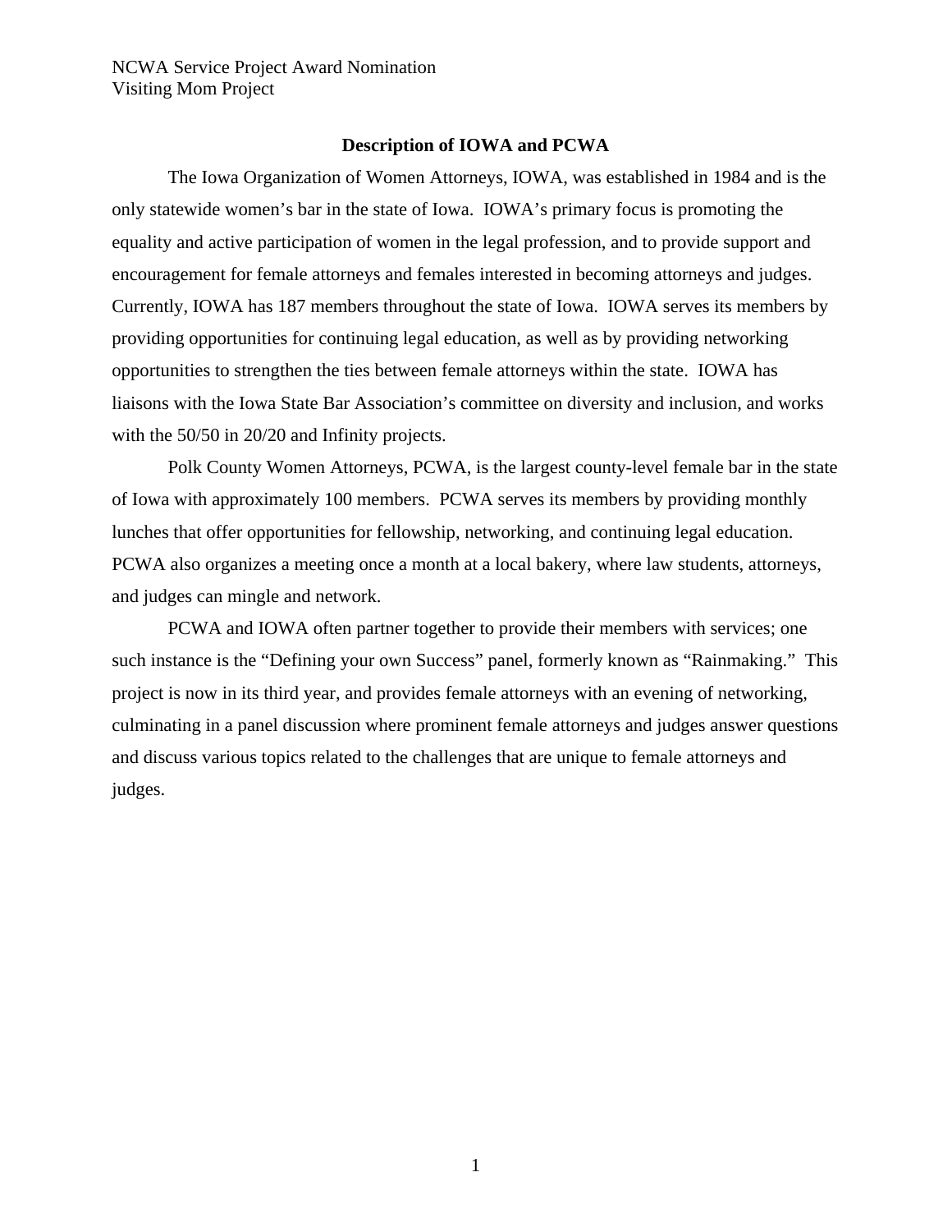## Description of IOWA and PCWA

The Iowa Organization of Women Attorneys, IOWA, was established in 1984 and is the only statewide women's bar in the state of Iowa. IOWA's primary focus is promoting the equality and active participation of women in the legal profession, and to provide support and encouragement for female attorneys and females interested in becoming attorneys and judges. Currently, IOWA has 187 members throughout the state of Iowa. IOWA serves its members by providing opportunities for continuing legal education, as well as by providing networking opportunities to strengthen the ties between female attorneys within the state. IOWA has liaisons with the Iowa State Bar Association's committee on diversity and inclusion, and works with the 50/50 in 20/20 and Infinity projects.

Polk County Women Attorneys, PCWA, is the largest county-level female bar in the state of Iowa with approximately 100 members. PCWA serves its members by providing monthly lunches that offer opportunities for fellowship, networking, and continuing legal education. PCWA also organizes a meeting once a month at a local bakery, where law students, attorneys, and judges can mingle and network.

PCWA and IOWA often partner together to provide their members with services; one such instance is the "Defining your own Success" panel, formerly known as "Rainmaking." This project is now in its third year, and provides female attorneys with an evening of networking, culminating in a panel discussion where prominent female attorneys and judges answer questions and discuss various topics related to the challenges that are unique to female attorneys and judges.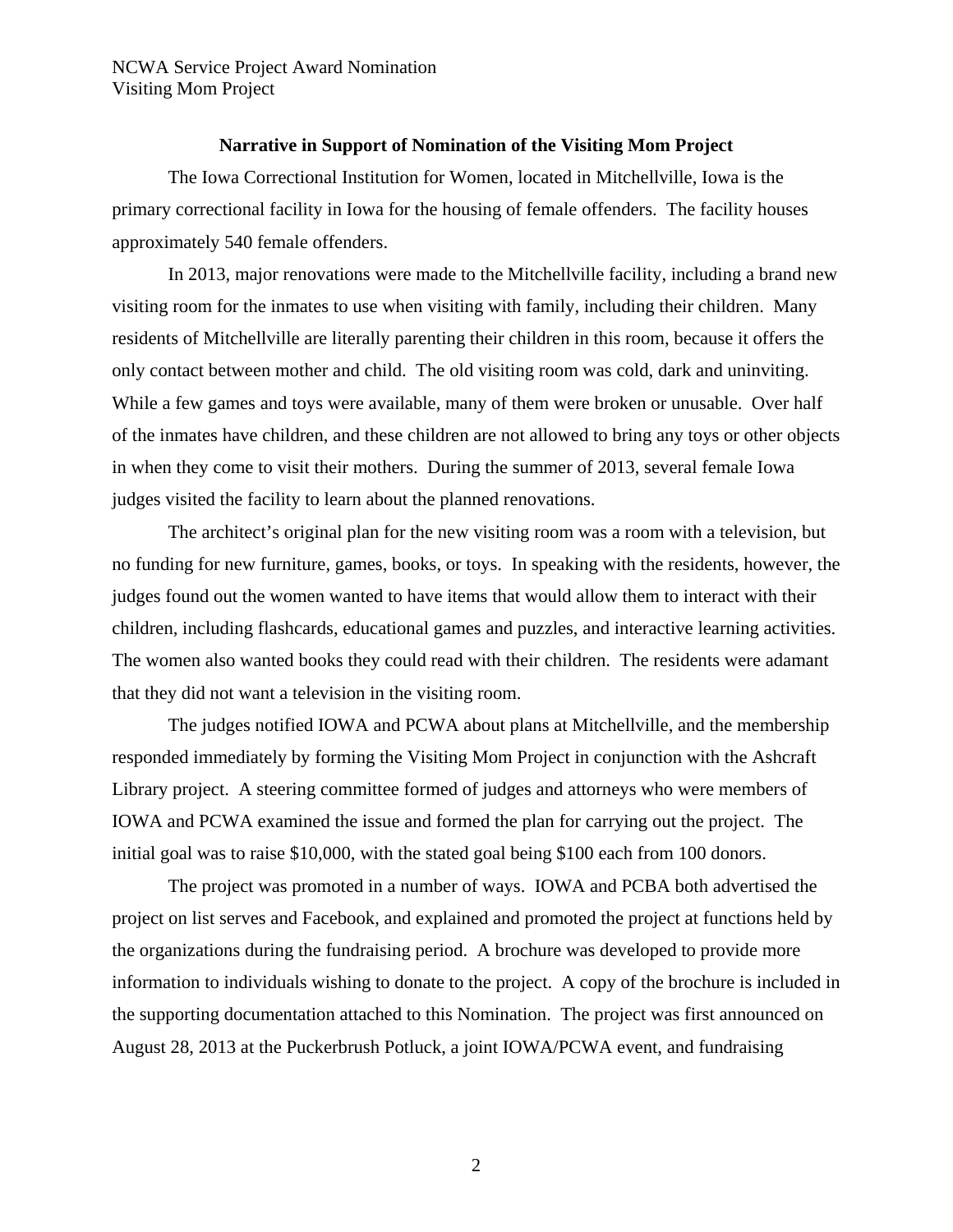### Narrative in Support of Nomination of the Visiting Mom Project

The Iowa Correctional Institution for Women, located in Mitchellville, Iowa is the primary correctional facility in Iowa for the housing of female offenders. The facility houses approximately 540 female offenders.

In 2013, major renovations were made to the Mitchellville facility, including a brand new visiting room for the inmates to use when visiting with family, including their children. Many residents of Mitchellville are literally parenting their children in this room, because it offers the only contact between mother and child. The old visiting room was cold, dark and uninviting. While a few games and toys were available, many of them were broken or unusable. Over half of the inmates have children, and these children are not allowed to bring any toys or other objects in when they come to visit their mothers. During the summer of 2013, several female Iowa judges visited the facility to learn about the planned renovations.

The architect's original plan for the new visiting room was a room with a television, but no funding for new furniture, games, books, or toys. In speaking with the residents, however, the judges found out the women wanted to have items that would allow them to interact with their children, including flashcards, educational games and puzzles, and interactive learning activities. The women also wanted books they could read with their children. The residents were adamant that they did not want a television in the visiting room.

The judges notified IOWA and PCWA about plans at Mitchellville, and the membership responded immediately by forming the Visiting Mom Project in conjunction with the Ashcraft Library project. A steering committee formed of judges and attorneys who were members of IOWA and PCWA examined the issue and formed the plan for carrying out the project. The initial goal was to raise $10,000, with the stated goal being $100 each from 100 donors.

The project was promoted in a number of ways. IOWA and PCBA both advertised the project on list serves and Facebook, and explained and promoted the project at functions held by the organizations during the fundraising period. A brochure was developed to provide more information to individuals wishing to donate to the project. A copy of the brochure is included in the supporting documentation attached to this Nomination. The project was first announced on August 28, 2013 at the Puckerbrush Potluck, a joint IOWA/PCWA event, and fundraising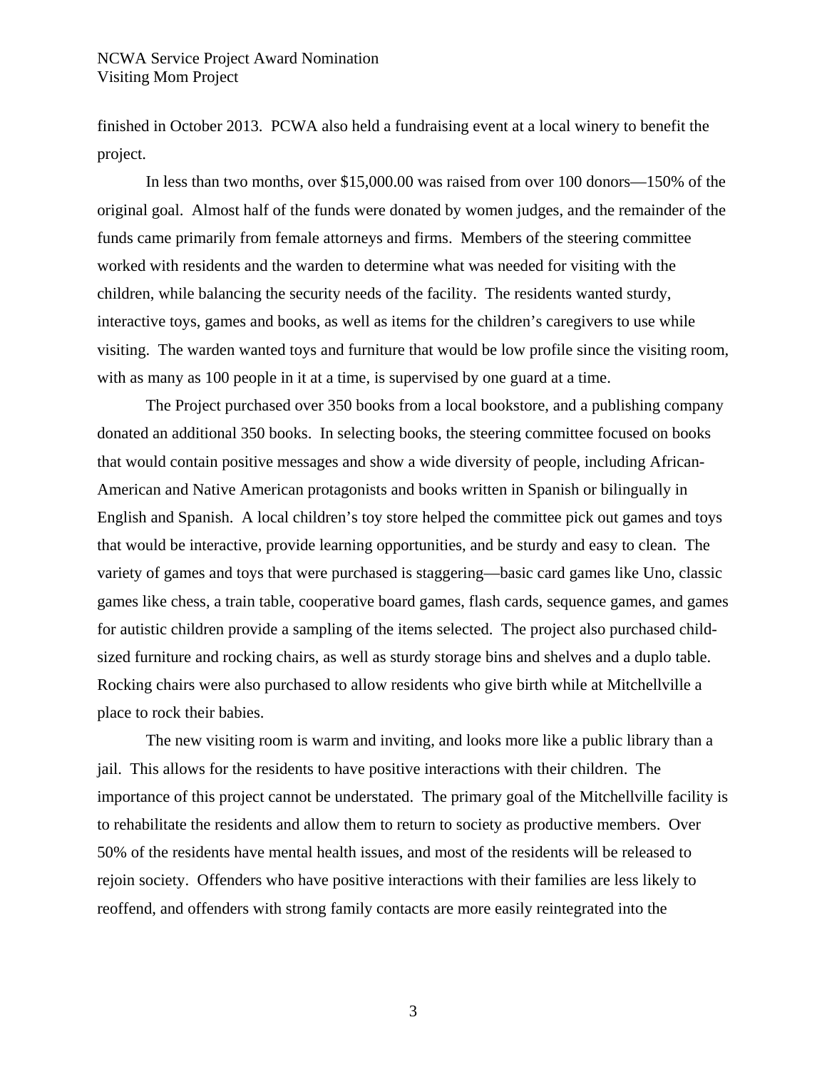finished in October 2013. PCWA also held a fundraising event at a local winery to benefit the project.

In less than two months, over $15,000.00 was raised from over 100 donors—150% of the original goal. Almost half of the funds were donated by women judges, and the remainder of the funds came primarily from female attorneys and firms. Members of the steering committee worked with residents and the warden to determine what was needed for visiting with the children, while balancing the security needs of the facility. The residents wanted sturdy, interactive toys, games and books, as well as items for the children's caregivers to use while visiting. The warden wanted toys and furniture that would be low profile since the visiting room, with as many as 100 people in it at a time, is supervised by one guard at a time.

The Project purchased over 350 books from a local bookstore, and a publishing company donated an additional 350 books. In selecting books, the steering committee focused on books that would contain positive messages and show a wide diversity of people, including African-American and Native American protagonists and books written in Spanish or bilingually in English and Spanish. A local children's toy store helped the committee pick out games and toys that would be interactive, provide learning opportunities, and be sturdy and easy to clean. The variety of games and toys that were purchased is staggering—basic card games like Uno, classic games like chess, a train table, cooperative board games, flash cards, sequence games, and games for autistic children provide a sampling of the items selected. The project also purchased child-sized furniture and rocking chairs, as well as sturdy storage bins and shelves and a duplo table. Rocking chairs were also purchased to allow residents who give birth while at Mitchellville a place to rock their babies.

The new visiting room is warm and inviting, and looks more like a public library than a jail. This allows for the residents to have positive interactions with their children. The importance of this project cannot be understated. The primary goal of the Mitchellville facility is to rehabilitate the residents and allow them to return to society as productive members. Over 50% of the residents have mental health issues, and most of the residents will be released to rejoin society. Offenders who have positive interactions with their families are less likely to reoffend, and offenders with strong family contacts are more easily reintegrated into the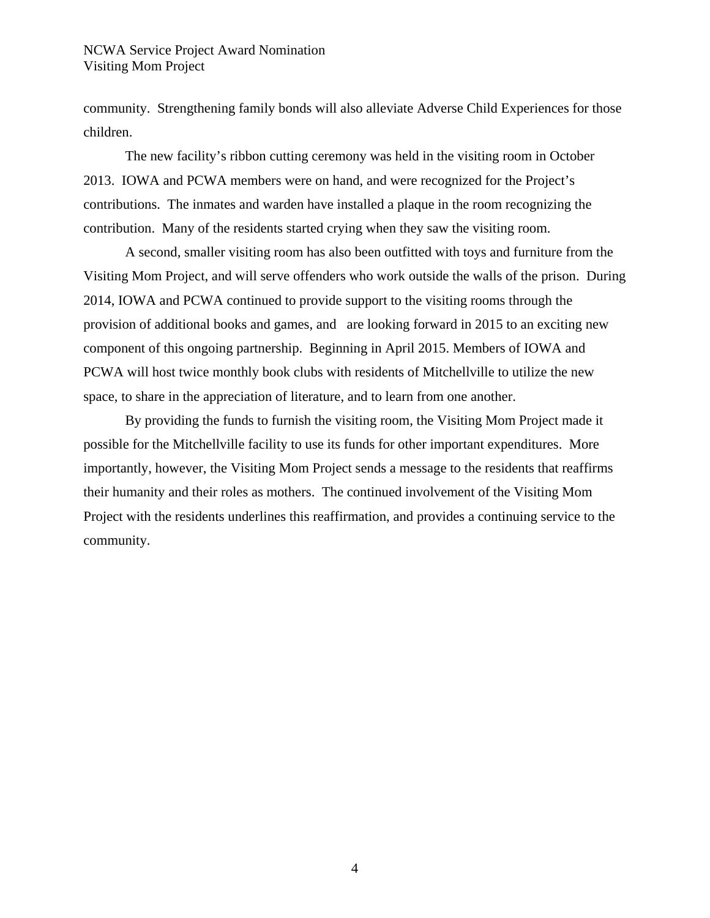community. Strengthening family bonds will also alleviate Adverse Child Experiences for those children.

The new facility's ribbon cutting ceremony was held in the visiting room in October 2013. IOWA and PCWA members were on hand, and were recognized for the Project's contributions. The inmates and warden have installed a plaque in the room recognizing the contribution. Many of the residents started crying when they saw the visiting room.

A second, smaller visiting room has also been outfitted with toys and furniture from the Visiting Mom Project, and will serve offenders who work outside the walls of the prison. During 2014, IOWA and PCWA continued to provide support to the visiting rooms through the provision of additional books and games, and are looking forward in 2015 to an exciting new component of this ongoing partnership. Beginning in April 2015. Members of IOWA and PCWA will host twice monthly book clubs with residents of Mitchellville to utilize the new space, to share in the appreciation of literature, and to learn from one another.

By providing the funds to furnish the visiting room, the Visiting Mom Project made it possible for the Mitchellville facility to use its funds for other important expenditures. More importantly, however, the Visiting Mom Project sends a message to the residents that reaffirms their humanity and their roles as mothers. The continued involvement of the Visiting Mom Project with the residents underlines this reaffirmation, and provides a continuing service to the community.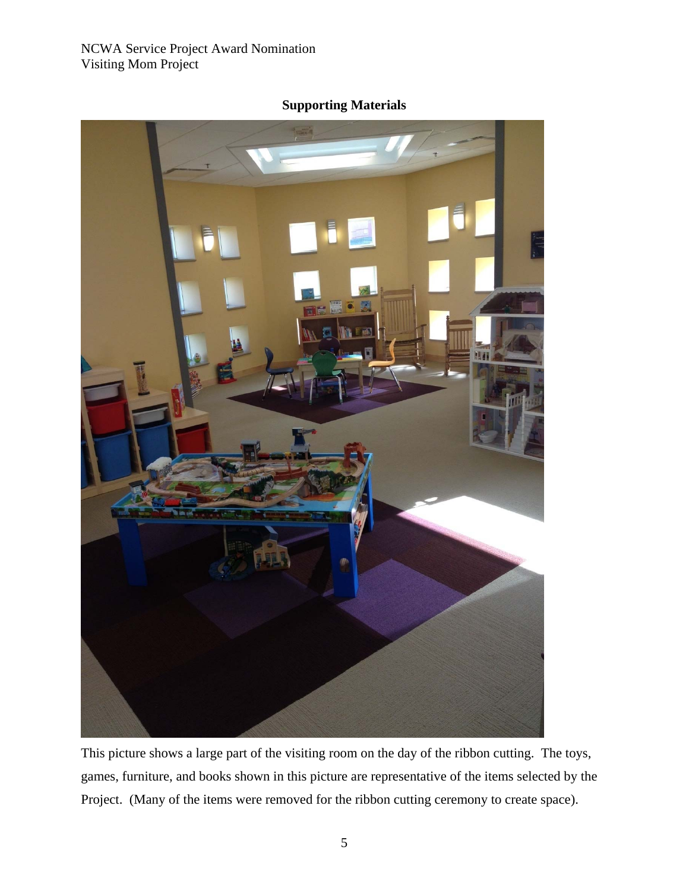**Supporting Materials**

This picture shows a large part of the visiting room on the day of the ribbon cutting. The toys, games, furniture, and books shown in this picture are representative of the items selected by the Project. (Many of the items were removed for the ribbon cutting ceremony to create space).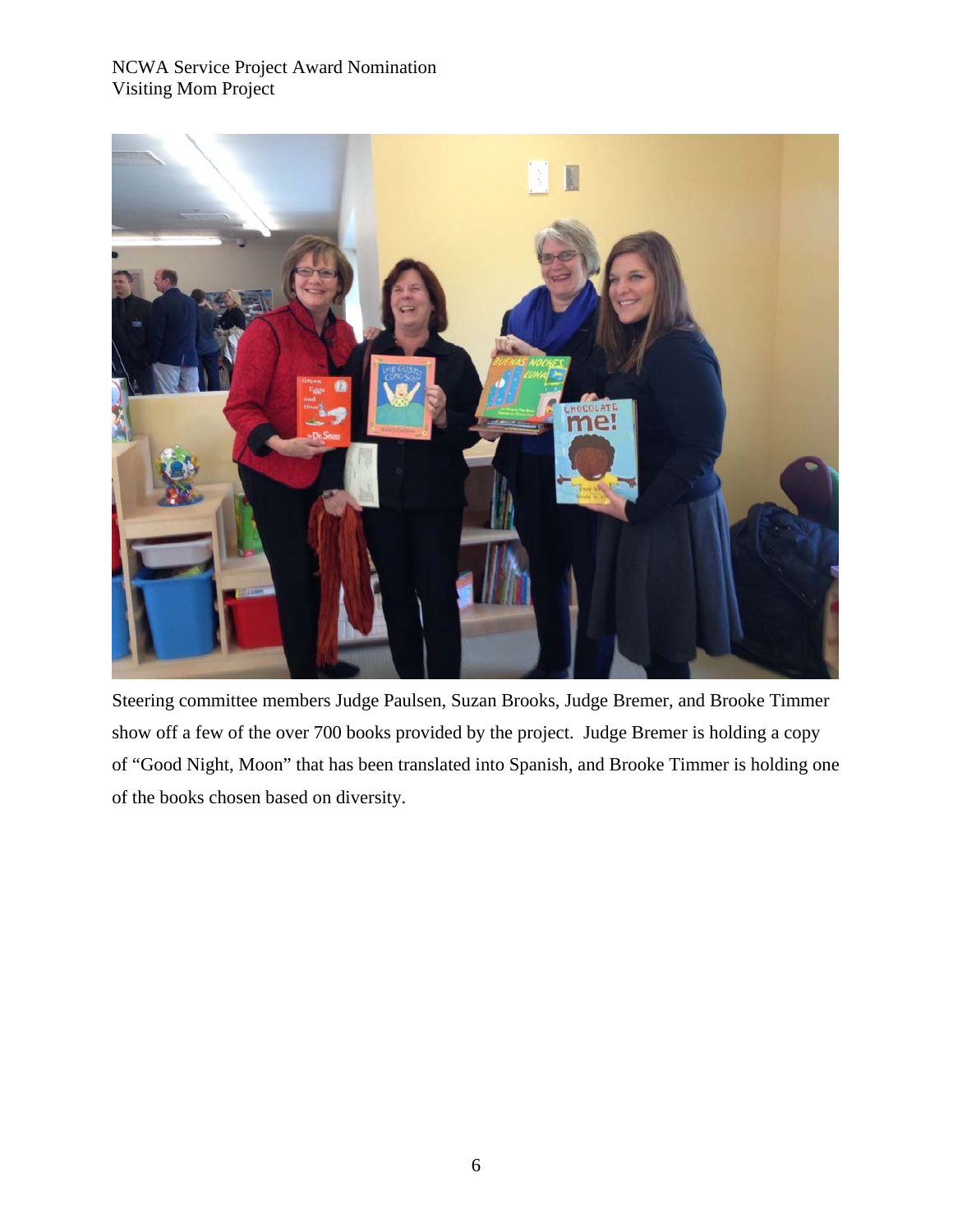Steering committee members Judge Paulsen, Suzan Brooks, Judge Bremer, and Brooke Timmer show off a few of the over 700 books provided by the project. Judge Bremer is holding a copy of "Good Night, Moon" that has been translated into Spanish, and Brooke Timmer is holding one of the books chosen based on diversity.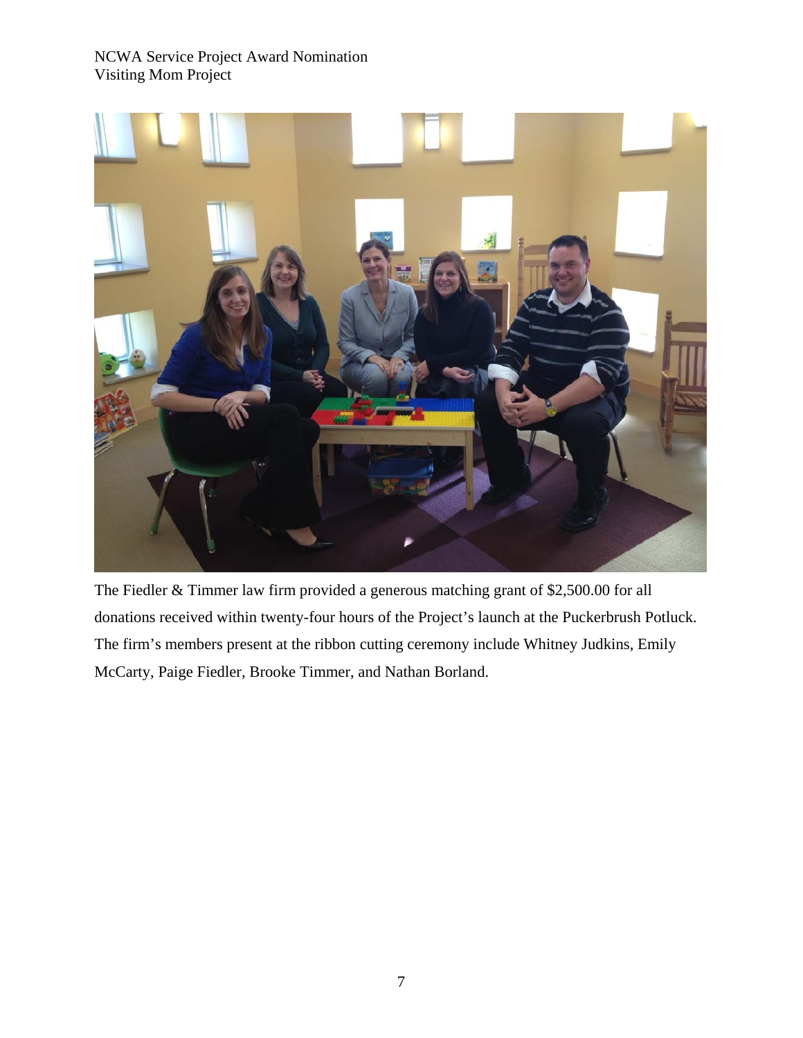The Fiedler & Timmer law firm provided a generous matching grant of $2,500.00 for all donations received within twenty-four hours of the Project's launch at the Puckerbrush Potluck. The firm's members present at the ribbon cutting ceremony include Whitney Judkins, Emily McCarty, Paige Fiedler, Brooke Timmer, and Nathan Borland.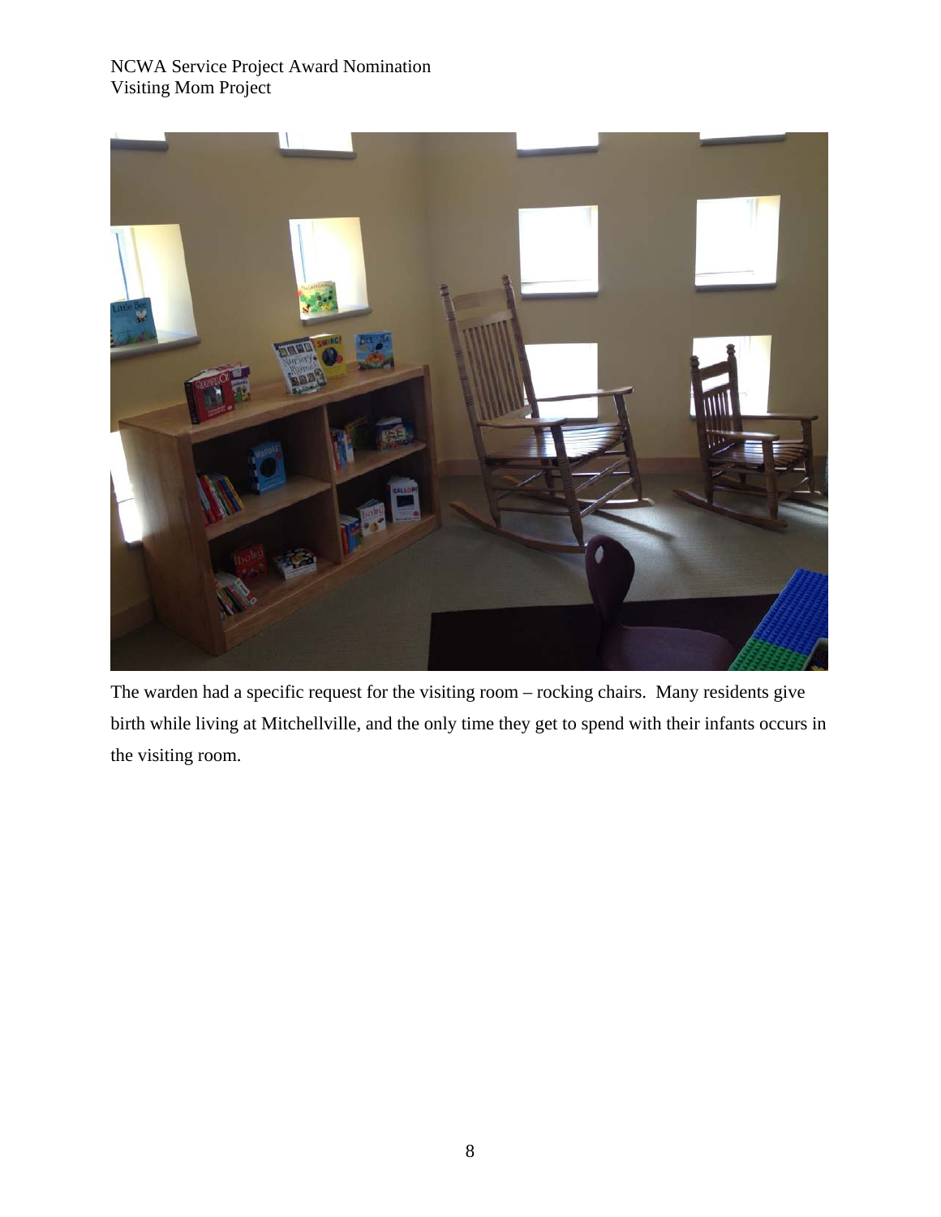The warden had a specific request for the visiting room – rocking chairs. Many residents give birth while living at Mitchellville, and the only time they get to spend with their infants occurs in the visiting room.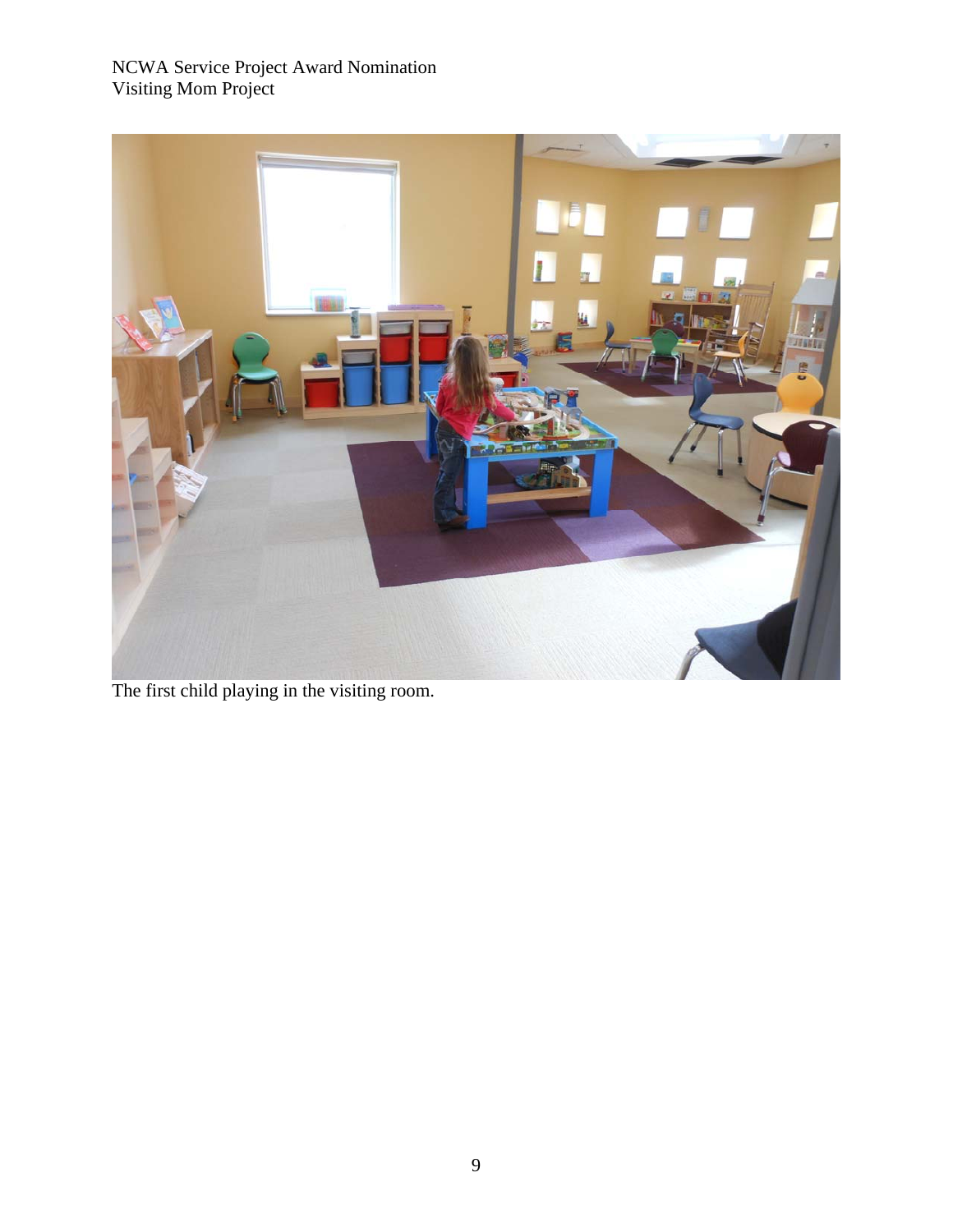The first child playing in the visiting room.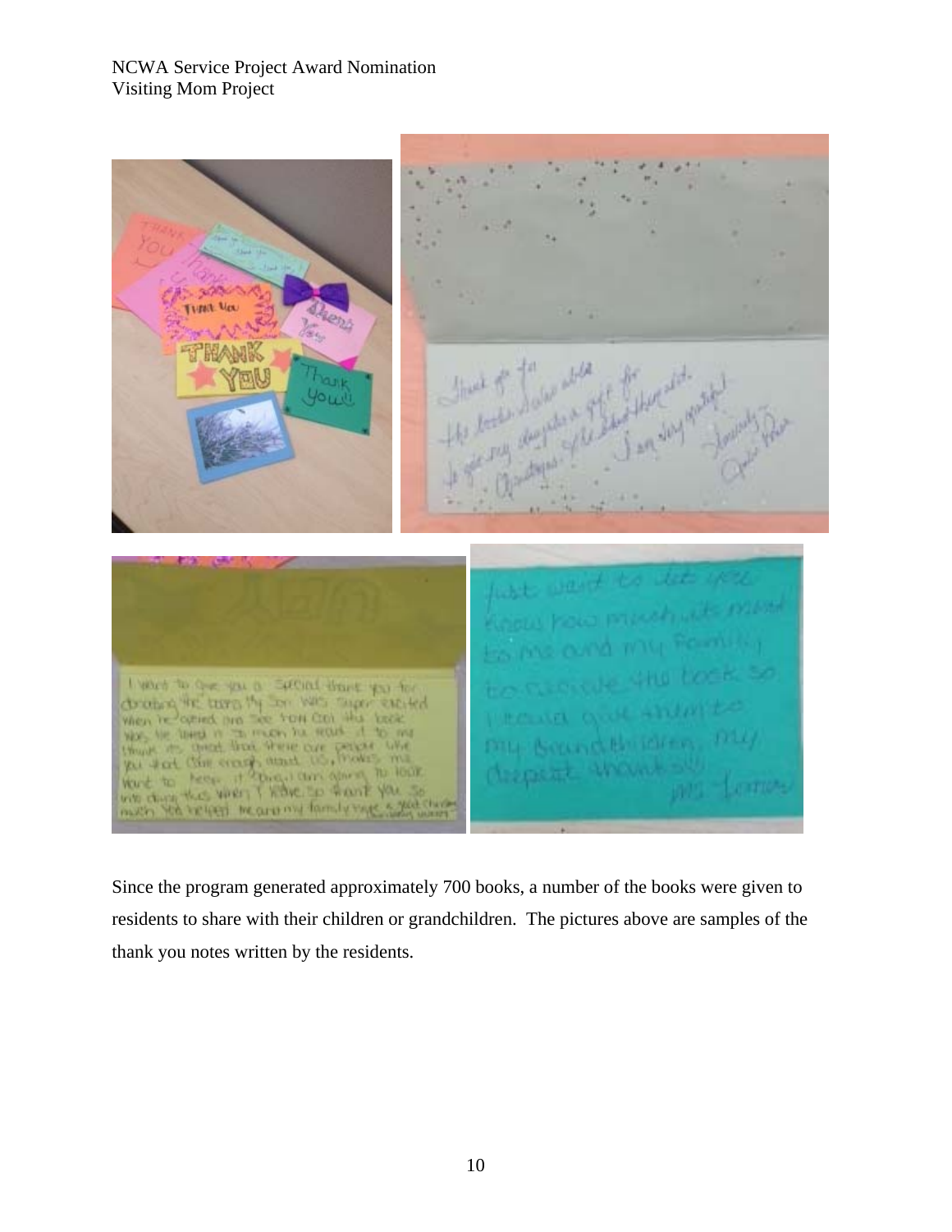Since the program generated approximately 700 books, a number of the books were given to residents to share with their children or grandchildren. The pictures above are samples of the thank you notes written by the residents.